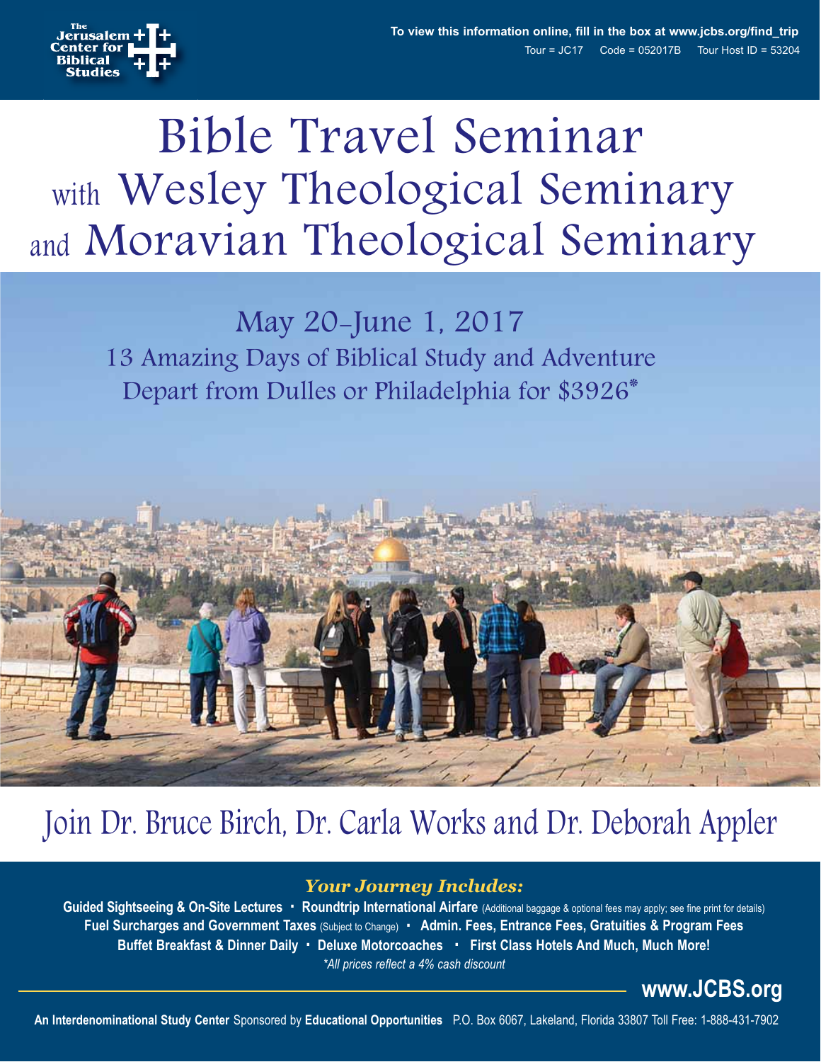The Jerusalem Center for Biblical Studies

**To view this information online, fill in the box at www.jcbs.org/find_trip**
Tour = JC17 Code = 052017B Tour Host ID = 53204

# Bible Travel Seminar with Wesley Theological Seminary and Moravian Theological Seminary

## May 20–June 1, 2017

13 Amazing Days of Biblical Study and Adventure

Depart from Dulles or Philadelphia for $3926*

## Join Dr. Bruce Birch, Dr. Carla Works and Dr. Deborah Appler

***Your Journey Includes:***

**Guided Sightseeing & On-Site Lectures** · **Roundtrip International Airfare** (Additional baggage & optional fees may apply; see fine print for details)
**Fuel Surcharges and Government Taxes** (Subject to Change) · **Admin. Fees, Entrance Fees, Gratuities & Program Fees**
**Buffet Breakfast & Dinner Daily** · **Deluxe Motorcoaches** · **First Class Hotels And Much, Much More!**

*\*All prices reflect a 4% cash discount*

**www.JCBS.org**

**An Interdenominational Study Center** Sponsored by **Educational Opportunities** P.O. Box 6067, Lakeland, Florida 33807 Toll Free: 1-888-431-7902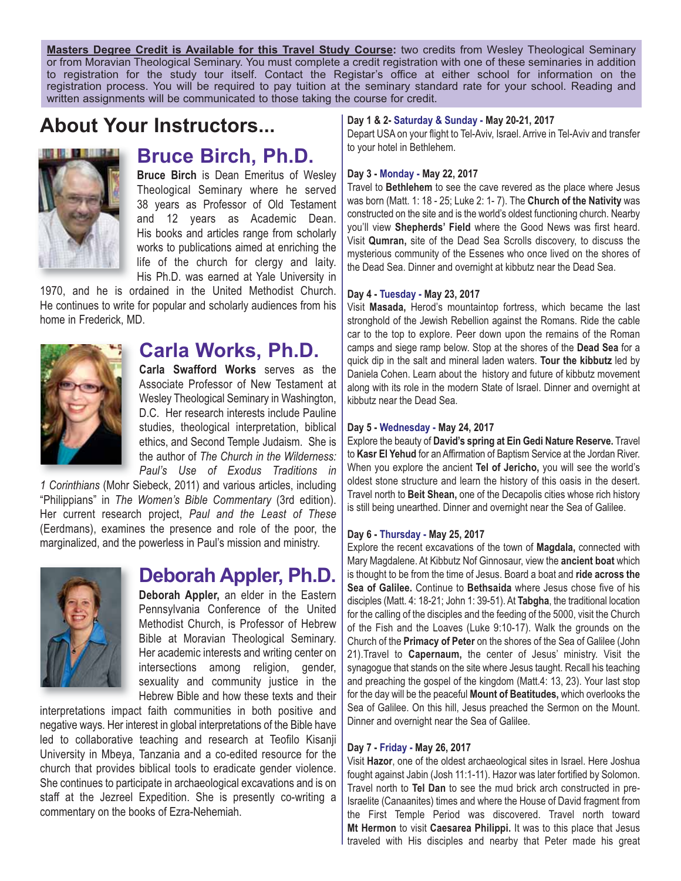**Masters Degree Credit is Available for this Travel Study Course:** two credits from Wesley Theological Seminary or from Moravian Theological Seminary. You must complete a credit registration with one of these seminaries in addition to registration for the study tour itself. Contact the Registar's office at either school for information on the registration process. You will be required to pay tuition at the seminary standard rate for your school. Reading and written assignments will be communicated to those taking the course for credit.

# About Your Instructors...

## Bruce Birch, Ph.D.

**Bruce Birch** is Dean Emeritus of Wesley Theological Seminary where he served 38 years as Professor of Old Testament and 12 years as Academic Dean. His books and articles range from scholarly works to publications aimed at enriching the life of the church for clergy and laity. His Ph.D. was earned at Yale University in 1970, and he is ordained in the United Methodist Church. He continues to write for popular and scholarly audiences from his home in Frederick, MD.

## Carla Works, Ph.D.

**Carla Swafford Works** serves as the Associate Professor of New Testament at Wesley Theological Seminary in Washington, D.C. Her research interests include Pauline studies, theological interpretation, biblical ethics, and Second Temple Judaism. She is the author of *The Church in the Wilderness: Paul's Use of Exodus Traditions in 1 Corinthians* (Mohr Siebeck, 2011) and various articles, including "Philippians" in *The Women's Bible Commentary* (3rd edition). Her current research project, *Paul and the Least of These* (Eerdmans), examines the presence and role of the poor, the marginalized, and the powerless in Paul's mission and ministry.

## Deborah Appler, Ph.D.

**Deborah Appler,** an elder in the Eastern Pennsylvania Conference of the United Methodist Church, is Professor of Hebrew Bible at Moravian Theological Seminary. Her academic interests and writing center on intersections among religion, gender, sexuality and community justice in the Hebrew Bible and how these texts and their interpretations impact faith communities in both positive and negative ways. Her interest in global interpretations of the Bible have led to collaborative teaching and research at Teofilo Kisanji University in Mbeya, Tanzania and a co-edited resource for the church that provides biblical tools to eradicate gender violence. She continues to participate in archaeological excavations and is on staff at the Jezreel Expedition. She is presently co-writing a commentary on the books of Ezra-Nehemiah.

**Day 1 & 2- Saturday & Sunday - May 20-21, 2017**
Depart USA on your flight to Tel-Aviv, Israel. Arrive in Tel-Aviv and transfer to your hotel in Bethlehem.

**Day 3 - Monday - May 22, 2017**
Travel to **Bethlehem** to see the cave revered as the place where Jesus was born (Matt. 1: 18 - 25; Luke 2: 1- 7). The **Church of the Nativity** was constructed on the site and is the world's oldest functioning church. Nearby you'll view **Shepherds' Field** where the Good News was first heard. Visit **Qumran,** site of the Dead Sea Scrolls discovery, to discuss the mysterious community of the Essenes who once lived on the shores of the Dead Sea. Dinner and overnight at kibbutz near the Dead Sea.

**Day 4 - Tuesday - May 23, 2017**
Visit **Masada,** Herod's mountaintop fortress, which became the last stronghold of the Jewish Rebellion against the Romans. Ride the cable car to the top to explore. Peer down upon the remains of the Roman camps and siege ramp below. Stop at the shores of the **Dead Sea** for a quick dip in the salt and mineral laden waters. **Tour the kibbutz** led by Daniela Cohen. Learn about the history and future of kibbutz movement along with its role in the modern State of Israel. Dinner and overnight at kibbutz near the Dead Sea.

**Day 5 - Wednesday - May 24, 2017**
Explore the beauty of **David's spring at Ein Gedi Nature Reserve.** Travel to **Kasr El Yehud** for an Affirmation of Baptism Service at the Jordan River. When you explore the ancient **Tel of Jericho,** you will see the world's oldest stone structure and learn the history of this oasis in the desert. Travel north to **Beit Shean,** one of the Decapolis cities whose rich history is still being unearthed. Dinner and overnight near the Sea of Galilee.

**Day 6 - Thursday - May 25, 2017**
Explore the recent excavations of the town of **Magdala,** connected with Mary Magdalene. At Kibbutz Nof Ginnosaur, view the **ancient boat** which is thought to be from the time of Jesus. Board a boat and **ride across the Sea of Galilee.** Continue to **Bethsaida** where Jesus chose five of his disciples (Matt. 4: 18-21; John 1: 39-51). At **Tabgha**, the traditional location for the calling of the disciples and the feeding of the 5000, visit the Church of the Fish and the Loaves (Luke 9:10-17). Walk the grounds on the Church of the **Primacy of Peter** on the shores of the Sea of Galilee (John 21).Travel to **Capernaum,** the center of Jesus' ministry. Visit the synagogue that stands on the site where Jesus taught. Recall his teaching and preaching the gospel of the kingdom (Matt.4: 13, 23). Your last stop for the day will be the peaceful **Mount of Beatitudes,** which overlooks the Sea of Galilee. On this hill, Jesus preached the Sermon on the Mount. Dinner and overnight near the Sea of Galilee.

**Day 7 - Friday - May 26, 2017**
Visit **Hazor**, one of the oldest archaeological sites in Israel. Here Joshua fought against Jabin (Josh 11:1-11). Hazor was later fortified by Solomon. Travel north to **Tel Dan** to see the mud brick arch constructed in pre-Israelite (Canaanites) times and where the House of David fragment from the First Temple Period was discovered. Travel north toward **Mt Hermon** to visit **Caesarea Philippi.** It was to this place that Jesus traveled with His disciples and nearby that Peter made his great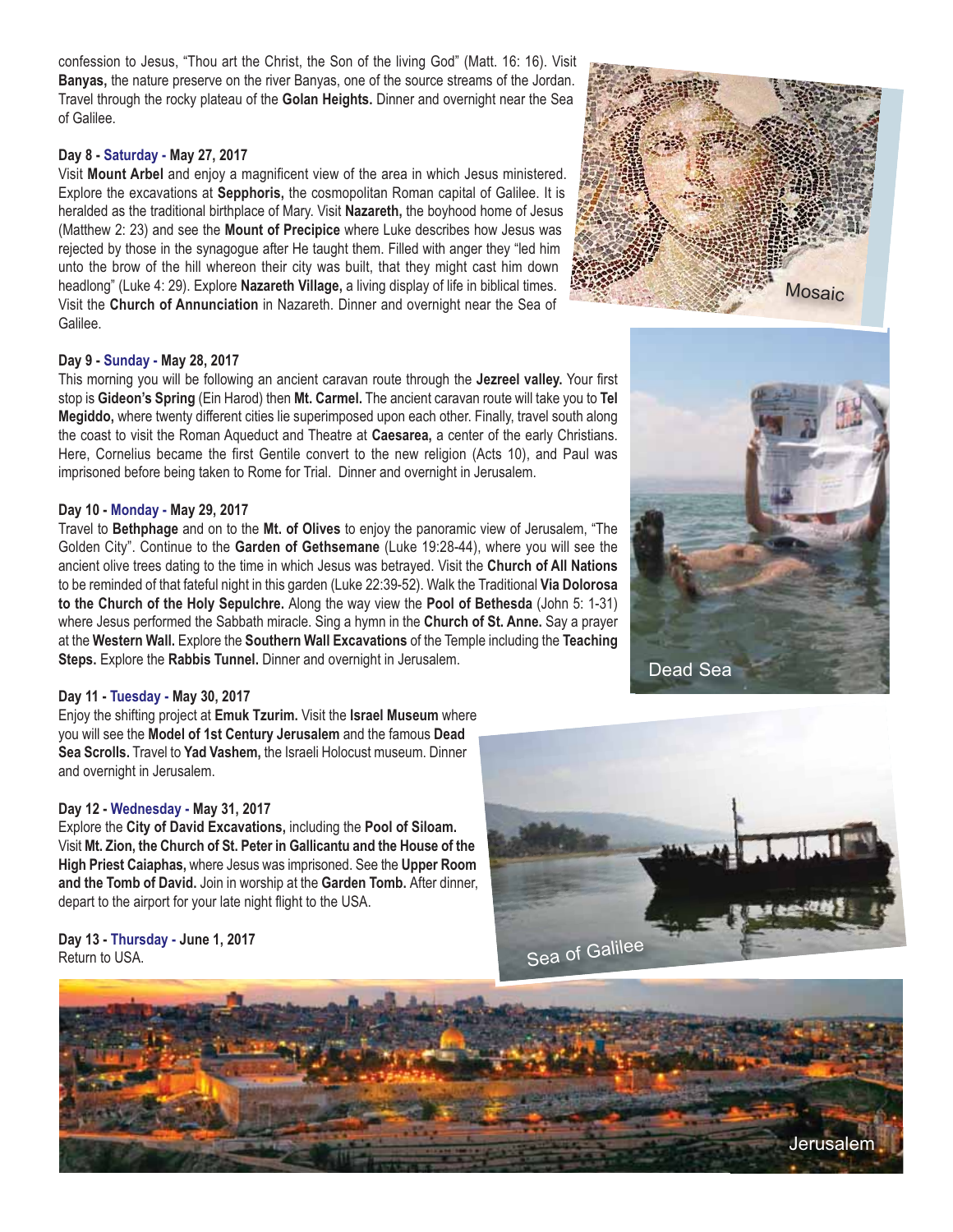confession to Jesus, "Thou art the Christ, the Son of the living God" (Matt. 16: 16). Visit **Banyas,** the nature preserve on the river Banyas, one of the source streams of the Jordan. Travel through the rocky plateau of the **Golan Heights.** Dinner and overnight near the Sea of Galilee.

**Day 8 - Saturday - May 27, 2017**

Visit **Mount Arbel** and enjoy a magnificent view of the area in which Jesus ministered. Explore the excavations at **Sepphoris,** the cosmopolitan Roman capital of Galilee. It is heralded as the traditional birthplace of Mary. Visit **Nazareth,** the boyhood home of Jesus (Matthew 2: 23) and see the **Mount of Precipice** where Luke describes how Jesus was rejected by those in the synagogue after He taught them. Filled with anger they "led him unto the brow of the hill whereon their city was built, that they might cast him down headlong" (Luke 4: 29). Explore **Nazareth Village,** a living display of life in biblical times. Visit the **Church of Annunciation** in Nazareth. Dinner and overnight near the Sea of Galilee.

**Day 9 - Sunday - May 28, 2017**

This morning you will be following an ancient caravan route through the **Jezreel valley.** Your first stop is **Gideon's Spring** (Ein Harod) then **Mt. Carmel.** The ancient caravan route will take you to **Tel Megiddo,** where twenty different cities lie superimposed upon each other. Finally, travel south along the coast to visit the Roman Aqueduct and Theatre at **Caesarea,** a center of the early Christians. Here, Cornelius became the first Gentile convert to the new religion (Acts 10), and Paul was imprisoned before being taken to Rome for Trial. Dinner and overnight in Jerusalem.

**Day 10 - Monday - May 29, 2017**

Travel to **Bethphage** and on to the **Mt. of Olives** to enjoy the panoramic view of Jerusalem, "The Golden City". Continue to the **Garden of Gethsemane** (Luke 19:28-44), where you will see the ancient olive trees dating to the time in which Jesus was betrayed. Visit the **Church of All Nations** to be reminded of that fateful night in this garden (Luke 22:39-52). Walk the Traditional **Via Dolorosa to the Church of the Holy Sepulchre.** Along the way view the **Pool of Bethesda** (John 5: 1-31) where Jesus performed the Sabbath miracle. Sing a hymn in the **Church of St. Anne.** Say a prayer at the **Western Wall.** Explore the **Southern Wall Excavations** of the Temple including the **Teaching Steps.** Explore the **Rabbis Tunnel.** Dinner and overnight in Jerusalem.

**Day 11 - Tuesday - May 30, 2017**

Enjoy the shifting project at **Emuk Tzurim.** Visit the **Israel Museum** where you will see the **Model of 1st Century Jerusalem** and the famous **Dead Sea Scrolls.** Travel to **Yad Vashem,** the Israeli Holocust museum. Dinner and overnight in Jerusalem.

**Day 12 - Wednesday - May 31, 2017**

Explore the **City of David Excavations,** including the **Pool of Siloam.** Visit **Mt. Zion, the Church of St. Peter in Gallicantu and the House of the High Priest Caiaphas,** where Jesus was imprisoned. See the **Upper Room and the Tomb of David.** Join in worship at the **Garden Tomb.** After dinner, depart to the airport for your late night flight to the USA.

**Day 13 - Thursday - June 1, 2017**

Return to USA.

Mosaic

Dead Sea

Sea of Galilee

Jerusalem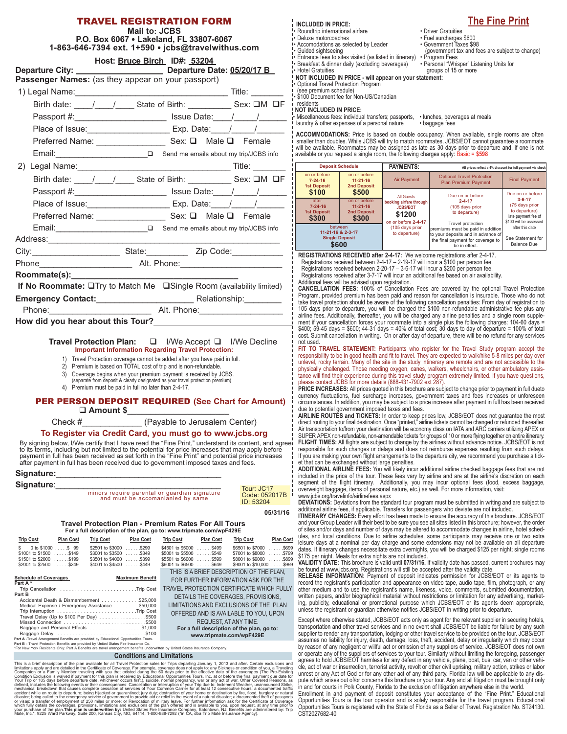# TRAVEL REGISTRATION FORM

**Mail to: JCBS**
**P.O. Box 6067 • Lakeland, FL 33807-6067**
**1-863-646-7394 ext. 1+590 • jcbs@travelwithus.com**

**Host: Bruce Birch ID#: 53204**

**Departure City: ________________ Departure Date: 05/20/17 B**

**Passenger Names:** (as they appear on your passport)

1) Legal Name:_______________________________ Title: _______

Birth date: ____/____/____ State of Birth: __________ Sex: ❑M ❑F

Passport #:____________________ Issue Date:____/_____/______

Place of Issue:__________________ Exp. Date:____/_____/______

Preferred Name: _______________ Sex: ❑ Male ❑ Female

Email:____________________ ❑ Send me emails about my trip/JCBS info

2) Legal Name:_______________________________ Title: _______

Birth date: ____/____/____ State of Birth: __________ Sex: ❑M ❑F

Passport #:____________________ Issue Date:____/_____/______

Place of Issue:__________________ Exp. Date:____/_____/______

Preferred Name: _______________ Sex: ❑ Male ❑ Female

Email:____________________ ❑ Send me emails about my trip/JCBS info

Address:_____________________________________________

City:___________________ State:_________ Zip Code:___________

Phone____________________ Alt. Phone:____________________

**Roommate(s):**_________________________________

**If No Roommate:** ❑Try to Match Me ❑Single Room (availability limited)

**Emergency Contact:**___________________ Relationship:________

Phone:_____________________ Alt. Phone:_________________

**How did you hear about this Tour?**___________________________

**Travel Protection Plan:** ❑ I/We Accept ❑ I/We Decline

**Important Information Regarding Travel Protection:**

1) Travel Protection coverage cannot be added after you have paid in full.
2) Premium is based on TOTAL cost of trip and is non-refundable.
3) Coverage begins when your premium payment is received by JCBS. (separate from deposit & clearly designated as your travel protection premium)
4) Premium must be paid in full no later than 2-4-17.

## PER PERSON DEPOSIT REQUIRED (See Chart for Amount)

❑ **Amount $**____________________

Check #____________ (Payable to Jerusalem Center)

**To Register via Credit Card, you must go to www.jcbs.org**

By signing below, I/We certify that I have read the "Fine Print," understand its content, and agree to its terms, including but not limited to the potential for price increases that may apply before payment in full has been received as set forth in the "Fine Print" and potential price increases after payment in full has been received due to government imposed taxes and fees.

**Signature:**____________________________________

**Signature**:____________________________________

minors require parental or guardian signature and must be accomanianied by same

Tour: JC17
Code: 052017B
ID: 53204

**05/31/16**

### Travel Protection Plan - Premium Rates For All Tours

**For a full description of the plan, go to: www.tripmate.com/wpF429E**

| Trip Cost | Plan Cost | Trip Cost | Plan Cost | Trip Cost | Plan Cost | Trip Cost | Plan Cost |
|---|---|---|---|---|---|---|---|
| $ 0 to $1000 | $ 99 | $2501 to $3000 | $299 | $4501 to $5000 | $499 | $6501 to $7000 | $699 |
| $1001 to $1500 | $149 | $3001 to $3500 | $349 | $5001 to $5500 | $549 | $7001 to $8000 | $799 |
| $1501 to $2000 | $199 | $3501 to $4000 | $399 | $5501 to $6000 | $599 | $8001 to $9000 | $899 |
| $2001 to $2500 | $249 | $4001 to $4500 | $449 | $6001 to $6500 | $649 | $9001 to $10,000 | $999 |

| Schedule of Coverages | Maximum Benefit |
|---|---|
| **Part A *** | |
| Trip Cancellation | Trip Cost |
| **Part B** | |
| Accidental Death & Dismemberment | $25,000 |
| Medical Expense / Emergency Assistance | $50,000 |
| Trip Interruption | Trip Cost |
| Travel Delay (Up to $100 Per Day) | $500 |
| Missed Connection | $500 |
| Baggage and Personal Effects | $1,000 |
| Baggage Delay | $100 |

**Part A** -Travel Arrangement Benefits are provided by Educational Opportunities Tours.
**Part B** - Travel Protection Benefits are provided by United States Fire Insurance Co.
*For New York Residents Only: Part A Benefits are travel arrangement benefits underwritten by United States Insurance Company.

THIS IS A BRIEF DESCRIPTION OF THE PLAN, FOR FURTHER INFORMATION ASK FOR THE TRAVEL PROTECTION CERTIFICATE WHICH FULLY DETAILS THE COVERAGES, PROVISIONS, LIMITATIONS AND EXCLUSIONS OF THE PLAN OFFERED AND IS AVAILABLE TO YOU, UPON REQUEST, AT ANY TIME.

**For a full description of the plan, go to: www.tripmate.com/wpF429E**

### Conditions and Limitations

This is a brief description of the plan available for all Travel Protection sales for Trips departing January 1, 2013 and after. Certain exclusions and limitations apply and are detailed in the Certificate of Coverage. For example, coverage does not apply to: any Sickness or condition of you, a Traveling Companion or a Family Member traveling with you that existed during the 60 days prior to the effective date of the coverages (The Pre-Existing Condition Exclusion is waived if payment for this plan is received by Educational Opportunities Tours, Inc. at or before the final payment due date for Your Trip or 105 days before departure date, whichever occurs first.), suicide, normal pregnancy, war or any act of war. Other Covered Reasons, as defined, includes the following events or their consequences: Cancellation or Interruption of your Trip due to: Inclement Weather, unannounced Strike, mechanical breakdown that causes complete cessation of services of Your Common Carrier for at least 12 consecutive hours; a documented traffic accident while en route to departure; being hijacked or quarantined; jury duty; destruction of your home or destination by fire, flood, burglary or natural disaster; being called to the emergency service of government to provide aid or relief in the event of a natural disaster; a documented theft of passports or visas; a transfer of employment of 250 miles or more; or Revocation of military leave. For further information ask for the Certificate of Coverage which fully details the coverages, provisions, limitations and exclusions of the plan offered and is available to you, upon request, at any time prior to your purchase of the plan.**This plan is underwritten by:** United States Fire Insurance Company, Eatontown, NJ. Benefits are administered by: Trip Mate, Inc.*, 9225 Ward Parkway, Suite 200, Kansas City, MO, 64114, 1-800-888-7292 (*in CA, dba Trip Mate Insurance Agency).

# The Fine Print

**INCLUDED IN PRICE:**

- Roundtrip international airfare
- Deluxe motorcoaches
- Accomodations as selected by Leader
- Guided sightseeing
- Entrance fees to sites visited (as listed in itinerary)
- Breakfast & dinner daily (excluding beverages)
- Hotel Gratuities
- Driver Gratuities
- Fuel surcharges $600
- Government Taxes $98 (government tax and fees are subject to change)
- Program Fees
- Personal "Whisper" Listening Units for groups of 15 or more

**NOT INCLUDED IN PRICE - will appear on your statement:**

- Optional Travel Protection Program (see premium schedule)
- $100 Document fee for Non-US/Canadian residents

**NOT INCLUDED IN PRICE:**

- Miscellaneous fees: individual transfers; passports, laundry & other expenses of a personal nature
- lunches, beverages at meals
- baggage fees

**ACCOMMODATIONS:** Price is based on double occupancy. When available, single rooms are often smaller than doubles. While JCBS will try to match roommates, JCBS/EOT cannot guarantee a roommate will be available. Roommates may be assigned as late as 30 days prior to departure and, if one is not available or you request a single room, the following charges apply: Basic = **$598**

| Deposit Schedule | | PAYMENTS: | | All prices reflect a 4% discount for full payment via check |
|---|---|---|---|---|
| on or before 7-24-16 1st Deposit **$100** | on or before 11-21-16 2nd Deposit **$500** | Air Payment | Optional Travel Protection Plan Premium Payment | Final Payment |
| after 7-24-16 1st Deposit **$300** | on or before 11-21-16 2nd Deposit **$300** | All Guests booking airfare through JCBS/EOT **$1200** on or before **2-4-17** (105 days prior to departure) | Due on or before **2-4-17** (105 days prior to departure) Travel protection premiums must be paid in addition to your deposits and in advance of the final payment for coverage to be in effect. | Due on or before **3-6-17** (75 days prior to departure) late payment fee of $100 will be assessed after this date. See Statement for Balance Due |
| between 11-21-16 & 2-3-17 Single Deposit **$600** | | | | |

**REGISTRATIONS RECEIVED after 2-4-17:** We welcome registrations after 2-4-17.
Registrations received between 2-4-17 – 2-19-17 will incur a $100 per person fee.
Registrations received between 2-20-17 – 3-6-17 will incur a $200 per person fee.
Registrations received after 3-7-17 will incur an additional fee based on air availability.
Additional fees will be advised upon registration.

**CANCELLATION FEES:** 100% of Cancellation Fees are covered by the optional Travel Protection Program, provided premium has been paid and reason for cancellation is insurable. Those who do not take travel protection should be aware of the following cancellation penalties: From day of registration to 105 days prior to departure, you will be charged the $100 non-refundable administrative fee plus any airline fees. Additionally, thereafter, you will be charged any airline penalties and a single room supplement if your cancellation forces your roommate into a single plus the following charges: 104-60 days = $400; 59-45 days = $600; 44-31 days = 40% of total cost; 30 days to day of departure = 100% of total cost. Submit cancellation in writing. On or after day of departure, there will be no refund for any services not used.

**FIT TO TRAVEL STATEMENT:** Participants who register for the Travel Study program accept the responsibility to be in good health and fit to travel. They are expected to walk/hike 5-8 miles per day over unlevel, rocky terrain. Many of the site in the study itinerary are remote and are not accessible to the physically challenged. Those needing oxygen, canes, walkers, wheelchairs, or other ambulatory assistance will find their experience during this travel study program extremely limited. If you have questions, please contact JCBS for more details (888-431-7902 ext 287).

**PRICE INCREASES:** All prices quoted in this brochure are subject to change prior to payment in full dueto currency fluctuations, fuel surcharge increases, government taxes and fees increases or unforeseen circumstances. In addition, you may be subject to a price increase after payment in full has been received due to potential government imposed taxes and fees.

**AIRLINE ROUTES and TICKETS:** In order to keep prices low, JCBS/EOT does not guarantee the most direct routing to your final destination. Once "printed," airline tickets cannot be changed or refunded thereafter. Air transportation to/from your destination will be economy class on IATA and ARC carriers utilizing APEX or SUPER APEX non-refundable, non-amendable tickets for groups of 10 or more flying together on entire itinerary.

**FLIGHT TIMES:** All flights are subject to change by the airlines without advance notice. JCBS/EOT is not responsible for such changes or delays and does not reimburse expenses resulting from such delays. If you are making your own flight arrangements to the departure city, we recommend you purchase a ticket that can be exchanged without large penalties.

**ADDITIONAL AIRLINE FEES:** You will likely incur additional airline checked baggage fees that are not included in the price of the tour. These fees vary by airline and are at the airline's discretion on each segment of the flight itinerary. Additionally, you may incur optional fees (food, excess baggage, overweight baggage, items of personal nature, etc.) as well. For more information, visit: www.jcbs.org/travelinfo/airlinefees.aspx

**DEVIATIONS:** Deviations from the standard tour program must be submitted in writing and are subject to additional airline fees, if applicable. Transfers for passengers who deviate are not included.

**ITINERARY CHANGES:** Every effort has been made to ensure the accuracy of this brochure. JCBS/EOT and your Group Leader will their best to be sure you see all sites listed in this brochure; however, the order of sites and/or days and number of days may be altered to accommodate changes in airline, hotel schedules, and local conditions. Due to airline schedules, some participants may receive one or two extra leisure days at a nominal per day charge and some extensions may not be available on all departure dates. If itinerary changes necessitate extra overnights, you will be charged $125 per night; single rooms $175 per night. Meals for extra nights are not included.

**VALIDITY DATE:** This brochure is valid until **07/31/16**. If validity date has passed, current brochures may be found at www.jcbs.org. Registrations will still be accepted after the validity date.

**RELEASE INFORMATION:** Payment of deposit indicates permission for JCBS/EOT or its agents to record the registrant's participation and appearance on video tape, audio tape, film, photograph, or any other medium and to use the registrant's name, likeness, voice, comments, submitted documentation, written papers, and/or biographical material without restrictions or limitation for any advertising, marketing, publicity, educational or promotional purpose which JCBS/EOT or its agents deem appropriate, unless the registrant or guardian otherwise notifies JCBS/EOT in writing prior to departure.

Except where otherwise stated, JCBS/EOT acts only as agent for the relevant supplier in securing hotels, transportation and other travel services and in no event shall JCBS/EOT be liable for failure by any such supplier to render any transportation, lodging or other travel service to be provided on the tour. JCBS/EOT assumes no liability for injury, death, damage, loss, theft, accident, delay or irregularity which may occur by reason of any negligent or willful act or omission of any suppliers of service. JCBS/EOT does not own or operate any of the suppliers of services to your tour. Similarly without limiting the foregoing, passenger agrees to hold JCBS/EOT harmless for any defect in any vehicle, plane, boat, bus, car, van or other vehicle, act of war or insurrection, terrorist activity, revolt or other civil uprising, military action, strikes or labor unrest or any Act of God or for any other act of any third party. Florida law will be applicable to any dispute which arises out of/or concerns this brochure or your tour. Any and all litigation must be brought only in and for courts in Polk County, Florida to the exclusion of litigation anywhere else in the world.

Enrollment in and payment of deposit constitutes your acceptance of the "Fine Print." Educational Opportunities Tours is the tour operator and is solely responsible for the travel program. Educational Opportunities Tours is registered with the State of Florida as a Seller of Travel. Registration No. ST24130. CST2027682-40